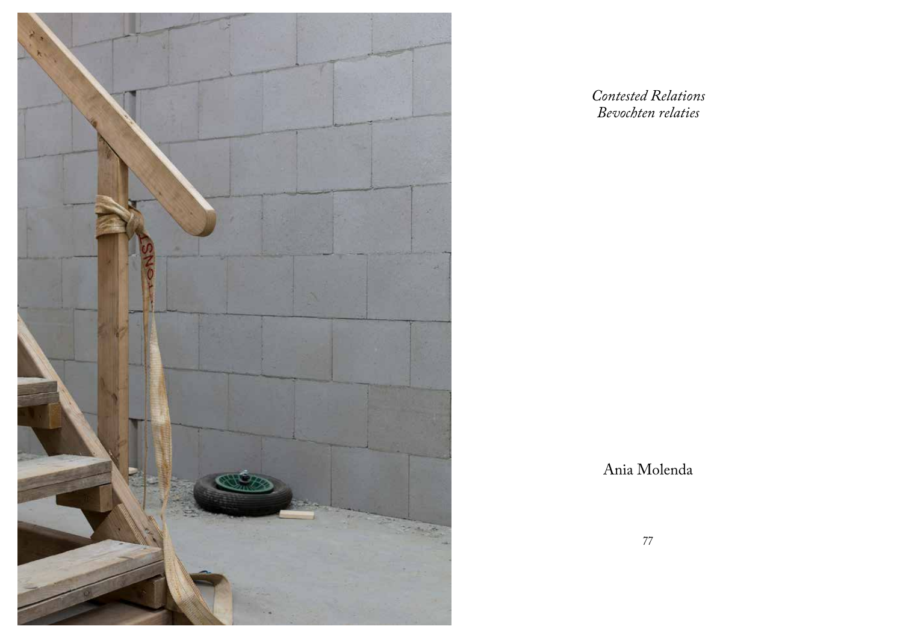*Contested Relations*
*Bevochten relaties*

Ania Molenda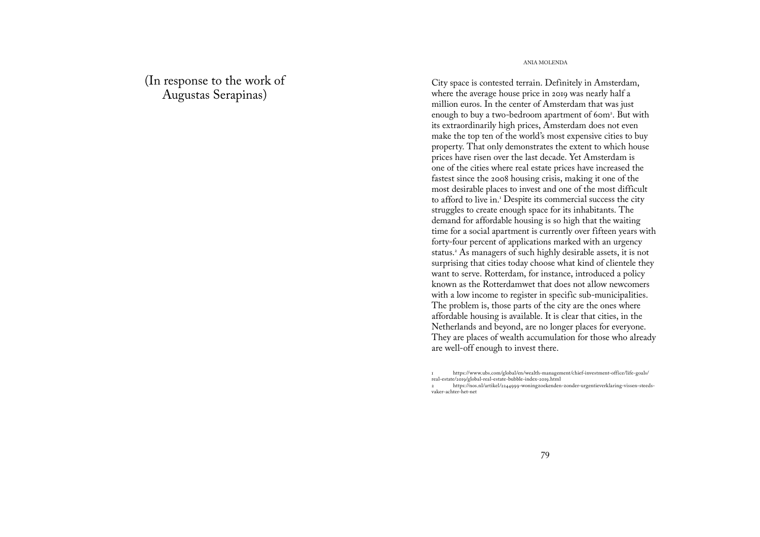(In response to the work of Augustas Serapinas)

City space is contested terrain. Definitely in Amsterdam, where the average house price in 2019 was nearly half a million euros. In the center of Amsterdam that was just enough to buy a two-bedroom apartment of 60m². But with its extraordinarily high prices, Amsterdam does not even make the top ten of the world's most expensive cities to buy property. That only demonstrates the extent to which house prices have risen over the last decade. Yet Amsterdam is one of the cities where real estate prices have increased the fastest since the 2008 housing crisis, making it one of the most desirable places to invest and one of the most difficult to afford to live in.[1] Despite its commercial success the city struggles to create enough space for its inhabitants. The demand for affordable housing is so high that the waiting time for a social apartment is currently over fifteen years with forty-four percent of applications marked with an urgency status.[2] As managers of such highly desirable assets, it is not surprising that cities today choose what kind of clientele they want to serve. Rotterdam, for instance, introduced a policy known as the Rotterdamwet that does not allow newcomers with a low income to register in specific sub-municipalities. The problem is, those parts of the city are the ones where affordable housing is available. It is clear that cities, in the Netherlands and beyond, are no longer places for everyone. They are places of wealth accumulation for those who already are well-off enough to invest there.

1 https://www.ubs.com/global/en/wealth-management/chief-investment-office/life-goals/real-estate/2019/global-real-estate-bubble-index-2019.html

2 https://nos.nl/artikel/2244999-woningzoekenden-zonder-urgentieverklaring-vissen-steeds-vaker-achter-het-net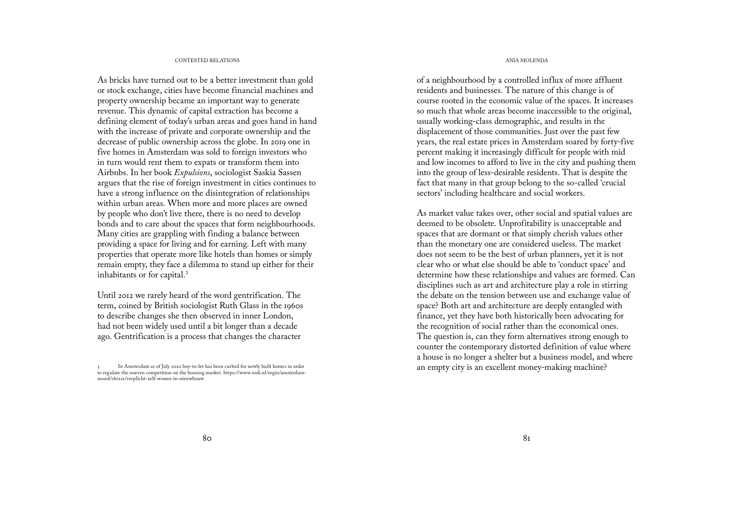As bricks have turned out to be a better investment than gold or stock exchange, cities have become financial machines and property ownership became an important way to generate revenue. This dynamic of capital extraction has become a defining element of today's urban areas and goes hand in hand with the increase of private and corporate ownership and the decrease of public ownership across the globe. In 2019 one in five homes in Amsterdam was sold to foreign investors who in turn would rent them to expats or transform them into Airbnbs. In her book *Expulsions*, sociologist Saskia Sassen argues that the rise of foreign investment in cities continues to have a strong influence on the disintegration of relationships within urban areas. When more and more places are owned by people who don't live there, there is no need to develop bonds and to care about the spaces that form neighbourhoods. Many cities are grappling with finding a balance between providing a space for living and for earning. Left with many properties that operate more like hotels than homes or simply remain empty, they face a dilemma to stand up either for their inhabitants or for capital.[3]

Until 2012 we rarely heard of the word gentrification. The term, coined by British sociologist Ruth Glass in the 1960s to describe changes she then observed in inner London, had not been widely used until a bit longer than a decade ago. Gentrification is a process that changes the character of a neighbourhood by a controlled influx of more affluent residents and businesses. The nature of this change is of course rooted in the economic value of the spaces. It increases so much that whole areas become inaccessible to the original, usually working-class demographic, and results in the displacement of those communities. Just over the past few years, the real estate prices in Amsterdam soared by forty-five percent making it increasingly difficult for people with mid and low incomes to afford to live in the city and pushing them into the group of less-desirable residents. That is despite the fact that many in that group belong to the so-called 'crucial sectors' including healthcare and social workers.

As market value takes over, other social and spatial values are deemed to be obsolete. Unprofitability is unacceptable and spaces that are dormant or that simply cherish values other than the monetary one are considered useless. The market does not seem to be the best of urban planners, yet it is not clear who or what else should be able to 'conduct space' and determine how these relationships and values are formed. Can disciplines such as art and architecture play a role in stirring the debate on the tension between use and exchange value of space? Both art and architecture are deeply entangled with finance, yet they have both historically been advocating for the recognition of social rather than the economical ones. The question is, can they form alternatives strong enough to counter the contemporary distorted definition of value where a house is no longer a shelter but a business model, and where an empty city is an excellent money-making machine?

---

3 In Amsterdam as of July 2020 buy-to-let has been curbed for newly built homes in order to regulate the uneven competition on the housing market. https://www.rodi.nl/regio/amsterdam-noord/180121/verplicht-zelf-wonen-in-nieuwbouw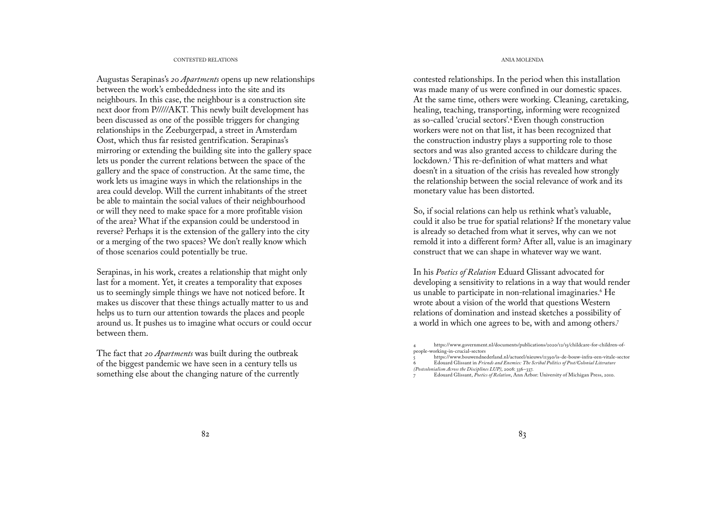Augustas Serapinas's *20 Apartments* opens up new relationships between the work's embeddedness into the site and its neighbours. In this case, the neighbour is a construction site next door from P/////AKT. This newly built development has been discussed as one of the possible triggers for changing relationships in the Zeeburgerpad, a street in Amsterdam Oost, which thus far resisted gentrification. Serapinas's mirroring or extending the building site into the gallery space lets us ponder the current relations between the space of the gallery and the space of construction. At the same time, the work lets us imagine ways in which the relationships in the area could develop. Will the current inhabitants of the street be able to maintain the social values of their neighbourhood or will they need to make space for a more profitable vision of the area? What if the expansion could be understood in reverse? Perhaps it is the extension of the gallery into the city or a merging of the two spaces? We don't really know which of those scenarios could potentially be true.

Serapinas, in his work, creates a relationship that might only last for a moment. Yet, it creates a temporality that exposes us to seemingly simple things we have not noticed before. It makes us discover that these things actually matter to us and helps us to turn our attention towards the places and people around us. It pushes us to imagine what occurs or could occur between them.

The fact that *20 Apartments* was built during the outbreak of the biggest pandemic we have seen in a century tells us something else about the changing nature of the currently contested relationships. In the period when this installation was made many of us were confined in our domestic spaces. At the same time, others were working. Cleaning, caretaking, healing, teaching, transporting, informing were recognized as so-called 'crucial sectors'.[4] Even though construction workers were not on that list, it has been recognized that the construction industry plays a supporting role to those sectors and was also granted access to childcare during the lockdown.[5] This re-definition of what matters and what doesn't in a situation of the crisis has revealed how strongly the relationship between the social relevance of work and its monetary value has been distorted.

So, if social relations can help us rethink what's valuable, could it also be true for spatial relations? If the monetary value is already so detached from what it serves, why can we not remold it into a different form? After all, value is an imaginary construct that we can shape in whatever way we want.

In his *Poetics of Relation* Eduard Glissant advocated for developing a sensitivity to relations in a way that would render us unable to participate in non-relational imaginaries.[6] He wrote about a vision of the world that questions Western relations of domination and instead sketches a possibility of a world in which one agrees to be, with and among others.[7]

4 https://www.government.nl/documents/publications/2020/12/15/childcare-for-children-of-people-working-in-crucial-sectors

5 https://www.bouwendnederland.nl/actueel/nieuws/11390/is-de-bouw-infra-een-vitale-sector

6 Edouard Glissant in *Friends and Enemies: The Scribal Politics of Post/Colonial Literature (Postcolonialism Across the Disciplines LUP)*, 2008: 336–337.

7 Edouard Glissant, *Poetics of Relation*, Ann Arbor: University of Michigan Press, 2010.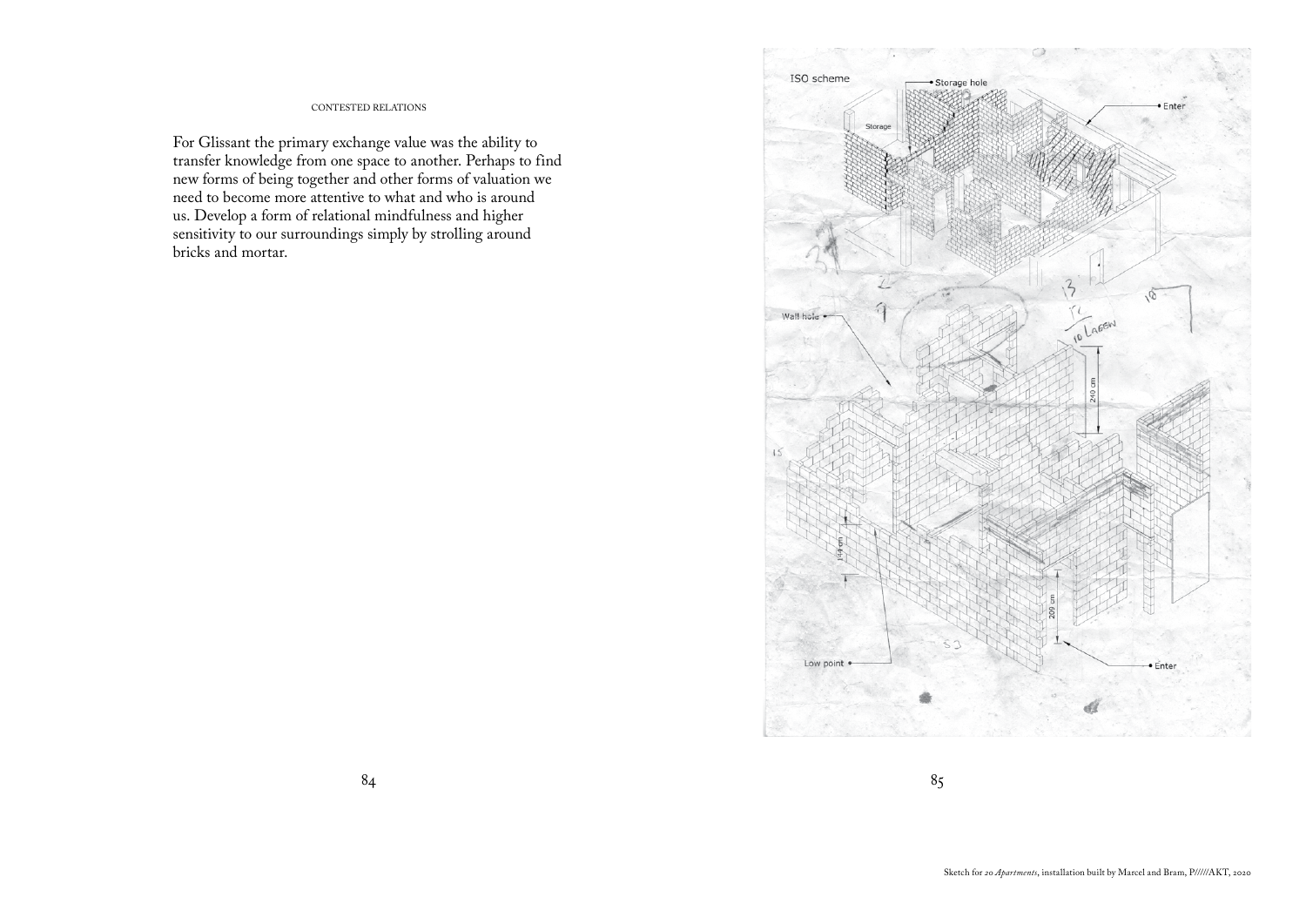For Glissant the primary exchange value was the ability to transfer knowledge from one space to another. Perhaps to find new forms of being together and other forms of valuation we need to become more attentive to what and who is around us. Develop a form of relational mindfulness and higher sensitivity to our surroundings simply by strolling around bricks and mortar.

Sketch for *20 Apartments*, installation built by Marcel and Bram, P/////AKT, 2020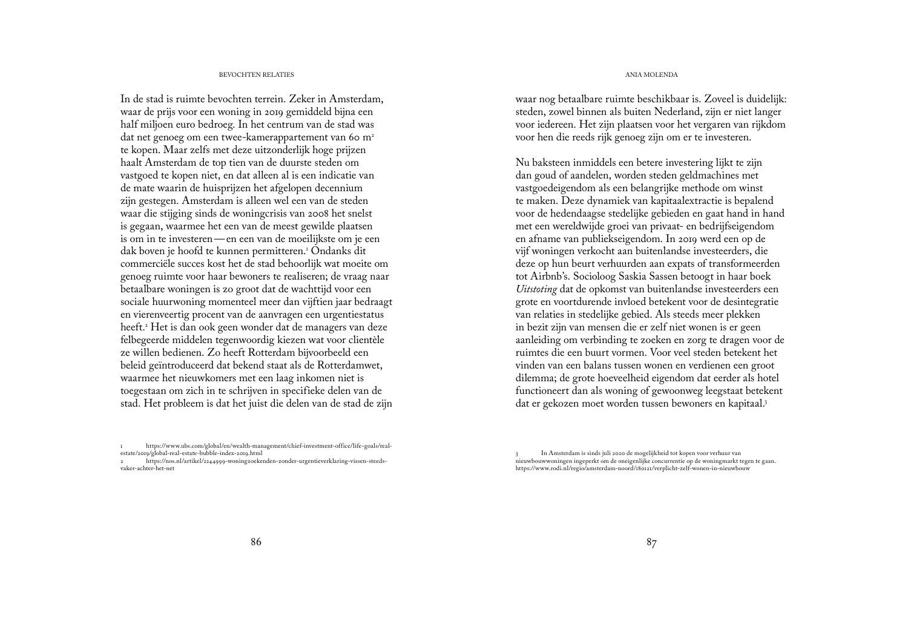In de stad is ruimte bevochten terrein. Zeker in Amsterdam, waar de prijs voor een woning in 2019 gemiddeld bijna een half miljoen euro bedroeg. In het centrum van de stad was dat net genoeg om een twee-kamerappartement van 60 m² te kopen. Maar zelfs met deze uitzonderlijk hoge prijzen haalt Amsterdam de top tien van de duurste steden om vastgoed te kopen niet, en dat alleen al is een indicatie van de mate waarin de huisprijzen het afgelopen decennium zijn gestegen. Amsterdam is alleen wel een van de steden waar die stijging sinds de woningcrisis van 2008 het snelst is gegaan, waarmee het een van de meest gewilde plaatsen is om in te investeren — en een van de moeilijkste om je een dak boven je hoofd te kunnen permitteren.[1] Ondanks dit commerciële succes kost het de stad behoorlijk wat moeite om genoeg ruimte voor haar bewoners te realiseren; de vraag naar betaalbare woningen is zo groot dat de wachttijd voor een sociale huurwoning momenteel meer dan vijftien jaar bedraagt en vierenveertig procent van de aanvragen een urgentiestatus heeft.[2] Het is dan ook geen wonder dat de managers van deze felbegeerde middelen tegenwoordig kiezen wat voor clientèle ze willen bedienen. Zo heeft Rotterdam bijvoorbeeld een beleid geïntroduceerd dat bekend staat als de Rotterdamwet, waarmee het nieuwkomers met een laag inkomen niet is toegestaan om zich in te schrijven in specifieke delen van de stad. Het probleem is dat het juist die delen van de stad de zijn waar nog betaalbare ruimte beschikbaar is. Zoveel is duidelijk: steden, zowel binnen als buiten Nederland, zijn er niet langer voor iedereen. Het zijn plaatsen voor het vergaren van rijkdom voor hen die reeds rijk genoeg zijn om er te investeren.

Nu baksteen inmiddels een betere investering lijkt te zijn dan goud of aandelen, worden steden geldmachines met vastgoedeigendom als een belangrijke methode om winst te maken. Deze dynamiek van kapitaalextractie is bepalend voor de hedendaagse stedelijke gebieden en gaat hand in hand met een wereldwijde groei van privaat- en bedrijfseigendom en afname van publiekseigendom. In 2019 werd een op de vijf woningen verkocht aan buitenlandse investeerders, die deze op hun beurt verhuurden aan expats of transformeerden tot Airbnb's. Socioloog Saskia Sassen betoogt in haar boek *Uitstoting* dat de opkomst van buitenlandse investeerders een grote en voortdurende invloed betekent voor de desintegratie van relaties in stedelijke gebied. Als steeds meer plekken in bezit zijn van mensen die er zelf niet wonen is er geen aanleiding om verbinding te zoeken en zorg te dragen voor de ruimtes die een buurt vormen. Voor veel steden betekent het vinden van een balans tussen wonen en verdienen een groot dilemma; de grote hoeveelheid eigendom dat eerder als hotel functioneert dan als woning of gewoonweg leegstaat betekent dat er gekozen moet worden tussen bewoners en kapitaal.[3]

---

1 https://www.ubs.com/global/en/wealth-management/chief-investment-office/life-goals/real-estate/2019/global-real-estate-bubble-index-2019.html

2 https://nos.nl/artikel/2244999-woningzoekenden-zonder-urgentieverklaring-vissen-steeds-vaker-achter-het-net

3 In Amsterdam is sinds juli 2020 de mogelijkheid tot kopen voor verhuur van nieuwbouwwoningen ingeperkt om de oneigenlijke concurrentie op de woningmarkt tegen te gaan. https://www.rodi.nl/regio/amsterdam-noord/180121/verplicht-zelf-wonen-in-nieuwbouw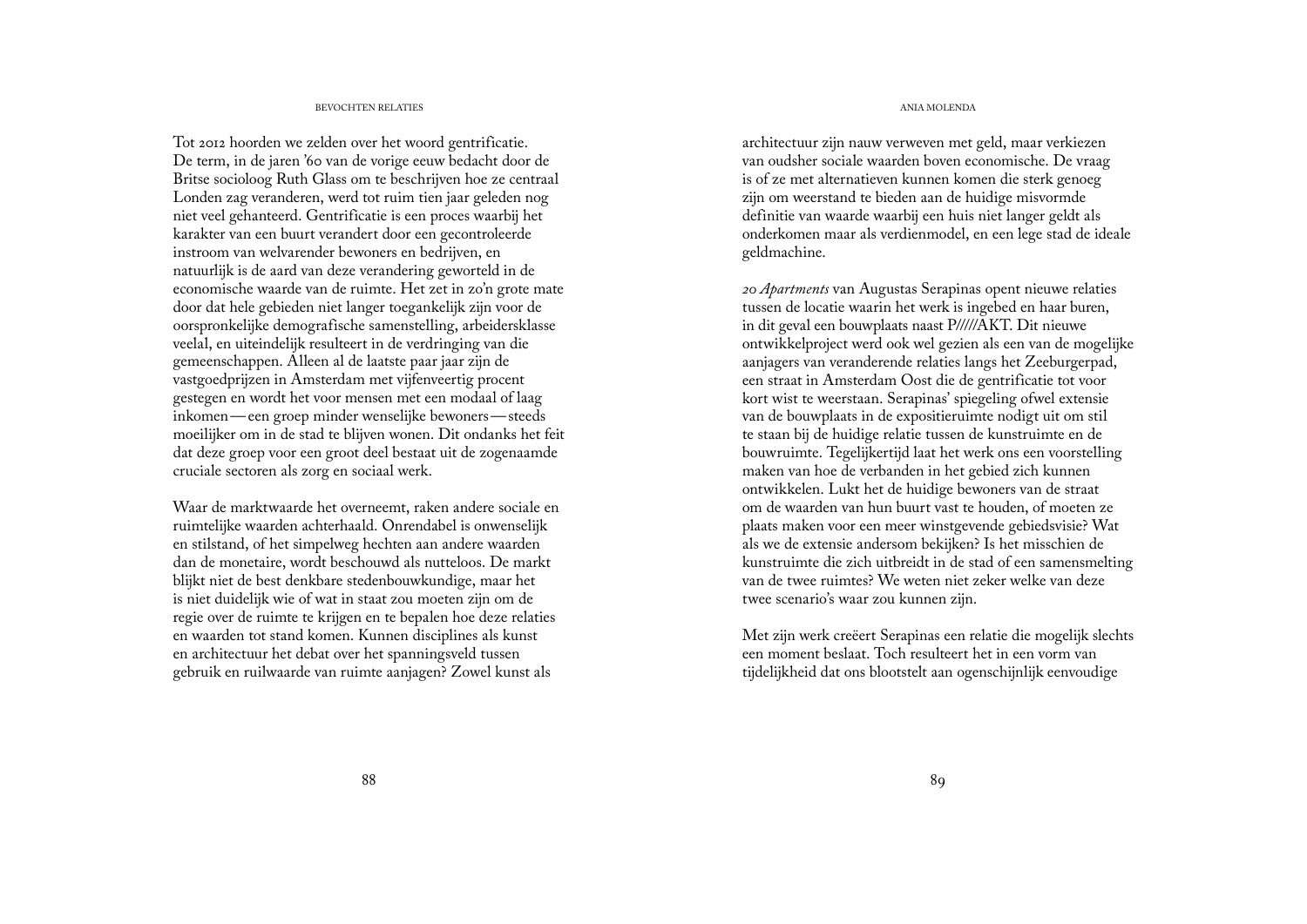Tot 2012 hoorden we zelden over het woord gentrificatie. De term, in de jaren '60 van de vorige eeuw bedacht door de Britse socioloog Ruth Glass om te beschrijven hoe ze centraal Londen zag veranderen, werd tot ruim tien jaar geleden nog niet veel gehanteerd. Gentrificatie is een proces waarbij het karakter van een buurt verandert door een gecontroleerde instroom van welvarender bewoners en bedrijven, en natuurlijk is de aard van deze verandering geworteld in de economische waarde van de ruimte. Het zet in zo'n grote mate door dat hele gebieden niet langer toegankelijk zijn voor de oorspronkelijke demografische samenstelling, arbeidersklasse veelal, en uiteindelijk resulteert in de verdringing van die gemeenschappen. Alleen al de laatste paar jaar zijn de vastgoedprijzen in Amsterdam met vijfenveertig procent gestegen en wordt het voor mensen met een modaal of laag inkomen—een groep minder wenselijke bewoners—steeds moeilijker om in de stad te blijven wonen. Dit ondanks het feit dat deze groep voor een groot deel bestaat uit de zogenaamde cruciale sectoren als zorg en sociaal werk.

Waar de marktwaarde het overneemt, raken andere sociale en ruimtelijke waarden achterhaald. Onrendabel is onwenselijk en stilstand, of het simpelweg hechten aan andere waarden dan de monetaire, wordt beschouwd als nutteloos. De markt blijkt niet de best denkbare stedenbouwkundige, maar het is niet duidelijk wie of wat in staat zou moeten zijn om de regie over de ruimte te krijgen en te bepalen hoe deze relaties en waarden tot stand komen. Kunnen disciplines als kunst en architectuur het debat over het spanningsveld tussen gebruik en ruilwaarde van ruimte aanjagen? Zowel kunst als architectuur zijn nauw verweven met geld, maar verkiezen van oudsher sociale waarden boven economische. De vraag is of ze met alternatieven kunnen komen die sterk genoeg zijn om weerstand te bieden aan de huidige misvormde definitie van waarde waarbij een huis niet langer geldt als onderkomen maar als verdienmodel, en een lege stad de ideale geldmachine.

*20 Apartments* van Augustas Serapinas opent nieuwe relaties tussen de locatie waarin het werk is ingebed en haar buren, in dit geval een bouwplaats naast P/////AKT. Dit nieuwe ontwikkelproject werd ook wel gezien als een van de mogelijke aanjagers van veranderende relaties langs het Zeeburgerpad, een straat in Amsterdam Oost die de gentrificatie tot voor kort wist te weerstaan. Serapinas' spiegeling ofwel extensie van de bouwplaats in de expositieruimte nodigt uit om stil te staan bij de huidige relatie tussen de kunstruimte en de bouwruimte. Tegelijkertijd laat het werk ons een voorstelling maken van hoe de verbanden in het gebied zich kunnen ontwikkelen. Lukt het de huidige bewoners van de straat om de waarden van hun buurt vast te houden, of moeten ze plaats maken voor een meer winstgevende gebiedsvisie? Wat als we de extensie andersom bekijken? Is het misschien de kunstruimte die zich uitbreidt in de stad of een samensmelting van de twee ruimtes? We weten niet zeker welke van deze twee scenario's waar zou kunnen zijn.

Met zijn werk creëert Serapinas een relatie die mogelijk slechts een moment beslaat. Toch resulteert het in een vorm van tijdelijkheid dat ons blootstelt aan ogenschijnlijk eenvoudige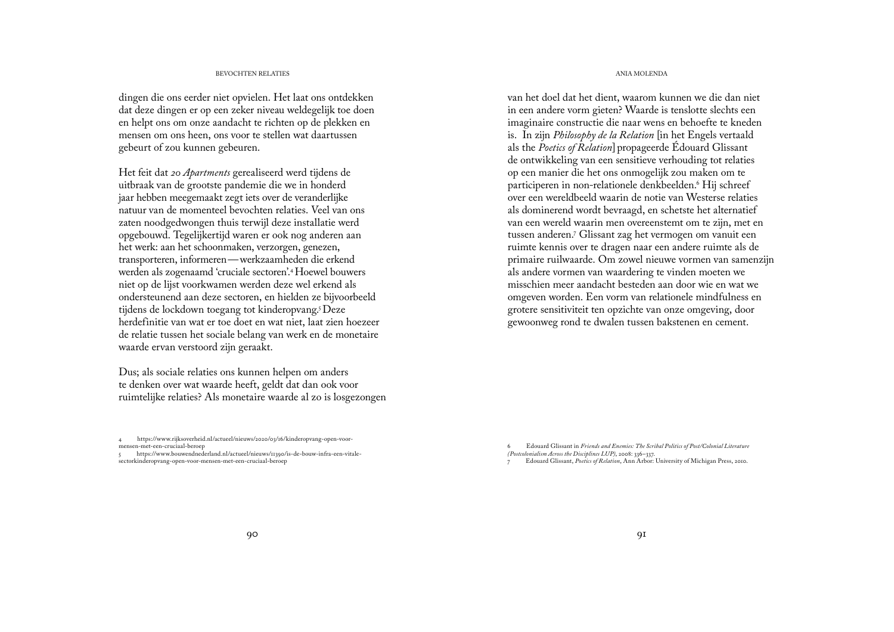dingen die ons eerder niet opvielen. Het laat ons ontdekken dat deze dingen er op een zeker niveau weldegelijk toe doen en helpt ons om onze aandacht te richten op de plekken en mensen om ons heen, ons voor te stellen wat daartussen gebeurt of zou kunnen gebeuren.

Het feit dat *20 Apartments* gerealiseerd werd tijdens de uitbraak van de grootste pandemie die we in honderd jaar hebben meegemaakt zegt iets over de veranderlijke natuur van de momenteel bevochten relaties. Veel van ons zaten noodgedwongen thuis terwijl deze installatie werd opgebouwd. Tegelijkertijd waren er ook nog anderen aan het werk: aan het schoonmaken, verzorgen, genezen, transporteren, informeren—werkzaamheden die erkend werden als zogenaamd 'cruciale sectoren'.[4] Hoewel bouwers niet op de lijst voorkwamen werden deze wel erkend als ondersteunend aan deze sectoren, en hielden ze bijvoorbeeld tijdens de lockdown toegang tot kinderopvang.[5] Deze herdefinitie van wat er toe doet en wat niet, laat zien hoezeer de relatie tussen het sociale belang van werk en de monetaire waarde ervan verstoord zijn geraakt.

Dus; als sociale relaties ons kunnen helpen om anders te denken over wat waarde heeft, geldt dat dan ook voor ruimtelijke relaties? Als monetaire waarde al zo is losgezongen van het doel dat het dient, waarom kunnen we die dan niet in een andere vorm gieten? Waarde is tenslotte slechts een imaginaire constructie die naar wens en behoefte te kneden is. In zijn *Philosophy de la Relation* [in het Engels vertaald als the *Poetics of Relation*] propageerde Édouard Glissant de ontwikkeling van een sensitieve verhouding tot relaties op een manier die het ons onmogelijk zou maken om te participeren in non-relationele denkbeelden.[6] Hij schreef over een wereldbeeld waarin de notie van Westerse relaties als dominerend wordt bevraagd, en schetste het alternatief van een wereld waarin men overeenstemt om te zijn, met en tussen anderen.[7] Glissant zag het vermogen om vanuit een ruimte kennis over te dragen naar een andere ruimte als de primaire ruilwaarde. Om zowel nieuwe vormen van samenzijn als andere vormen van waardering te vinden moeten we misschien meer aandacht besteden aan door wie en wat we omgeven worden. Een vorm van relationele mindfulness en grotere sensitiviteit ten opzichte van onze omgeving, door gewoonweg rond te dwalen tussen bakstenen en cement.

4 https://www.rijksoverheid.nl/actueel/nieuws/2020/03/16/kinderopvang-open-voor-mensen-met-een-cruciaal-beroep

5 https://www.bouwendnederland.nl/actueel/nieuws/11390/is-de-bouw-infra-een-vitale-sectorkinderopvang-open-voor-mensen-met-een-cruciaal-beroep

6 Edouard Glissant in *Friends and Enemies: The Scribal Politics of Post/Colonial Literature (Postcolonialism Across the Disciplines LUP)*, 2008: 336–337.

7 Edouard Glissant, *Poetics of Relation*, Ann Arbor: University of Michigan Press, 2010.